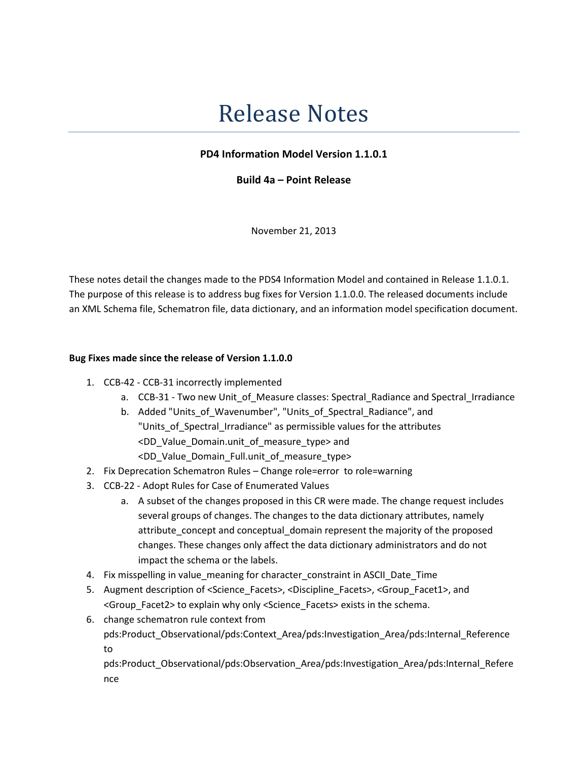# Release Notes

**PD4 Information Model Version 1.1.0.1**

**Build 4a – Point Release**

November 21, 2013

These notes detail the changes made to the PDS4 Information Model and contained in Release 1.1.0.1. The purpose of this release is to address bug fixes for Version 1.1.0.0. The released documents include an XML Schema file, Schematron file, data dictionary, and an information model specification document.

**Bug Fixes made since the release of Version 1.1.0.0**

1. CCB-42 - CCB-31 incorrectly implemented
   a. CCB-31 - Two new Unit_of_Measure classes: Spectral_Radiance and Spectral_Irradiance
   b. Added "Units_of_Wavenumber", "Units_of_Spectral_Radiance", and "Units_of_Spectral_Irradiance" as permissible values for the attributes <DD_Value_Domain.unit_of_measure_type> and <DD_Value_Domain_Full.unit_of_measure_type>
2. Fix Deprecation Schematron Rules – Change role=error to role=warning
3. CCB-22 - Adopt Rules for Case of Enumerated Values
   a. A subset of the changes proposed in this CR were made. The change request includes several groups of changes. The changes to the data dictionary attributes, namely attribute_concept and conceptual_domain represent the majority of the proposed changes. These changes only affect the data dictionary administrators and do not impact the schema or the labels.
4. Fix misspelling in value_meaning for character_constraint in ASCII_Date_Time
5. Augment description of <Science_Facets>, <Discipline_Facets>, <Group_Facet1>, and <Group_Facet2> to explain why only <Science_Facets> exists in the schema.
6. change schematron rule context from pds:Product_Observational/pds:Context_Area/pds:Investigation_Area/pds:Internal_Reference to pds:Product_Observational/pds:Observation_Area/pds:Investigation_Area/pds:Internal_Reference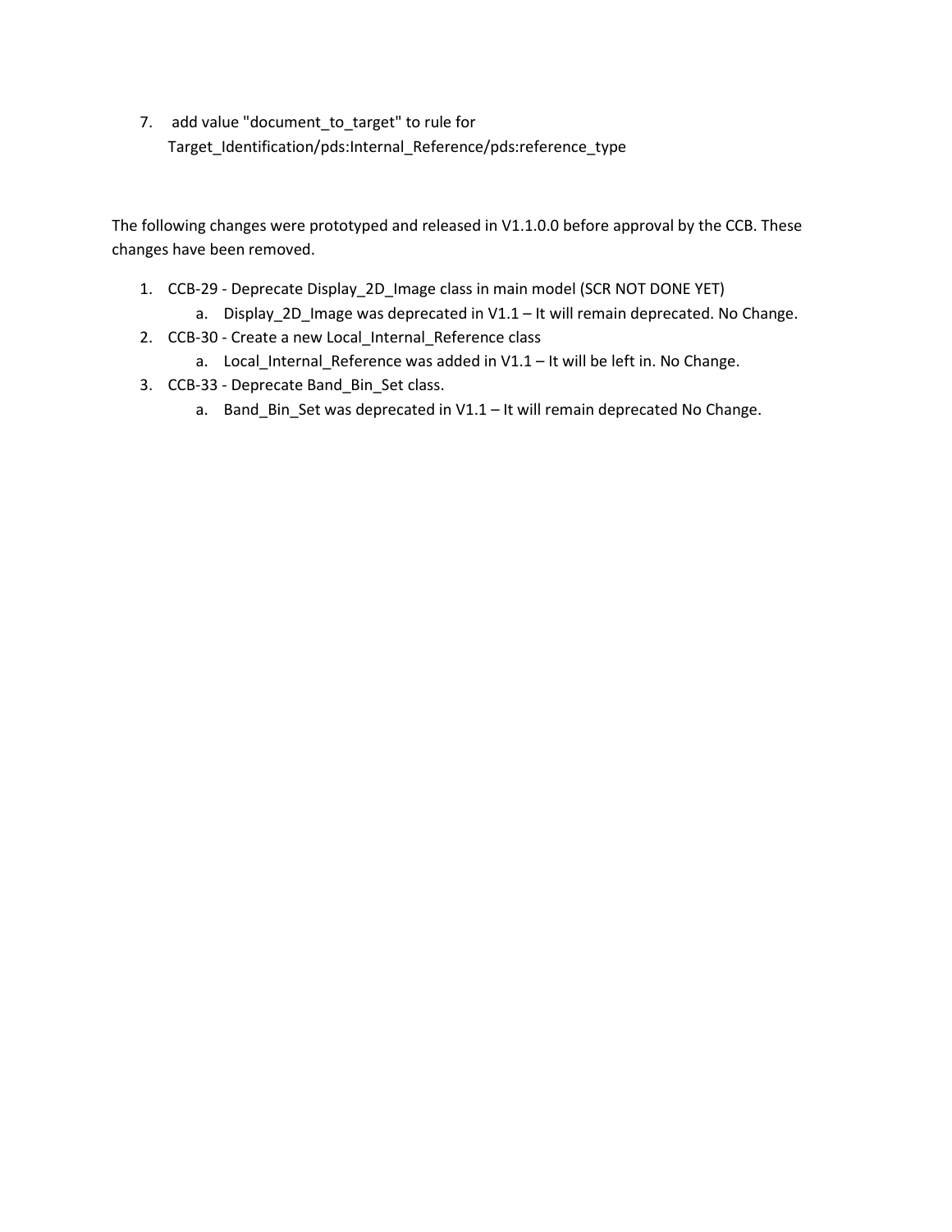7. add value "document_to_target" to rule for Target_Identification/pds:Internal_Reference/pds:reference_type

The following changes were prototyped and released in V1.1.0.0 before approval by the CCB. These changes have been removed.

1. CCB-29 - Deprecate Display_2D_Image class in main model (SCR NOT DONE YET)
   a. Display_2D_Image was deprecated in V1.1 – It will remain deprecated. No Change.
2. CCB-30 - Create a new Local_Internal_Reference class
   a. Local_Internal_Reference was added in V1.1 – It will be left in. No Change.
3. CCB-33 - Deprecate Band_Bin_Set class.
   a. Band_Bin_Set was deprecated in V1.1 – It will remain deprecated No Change.